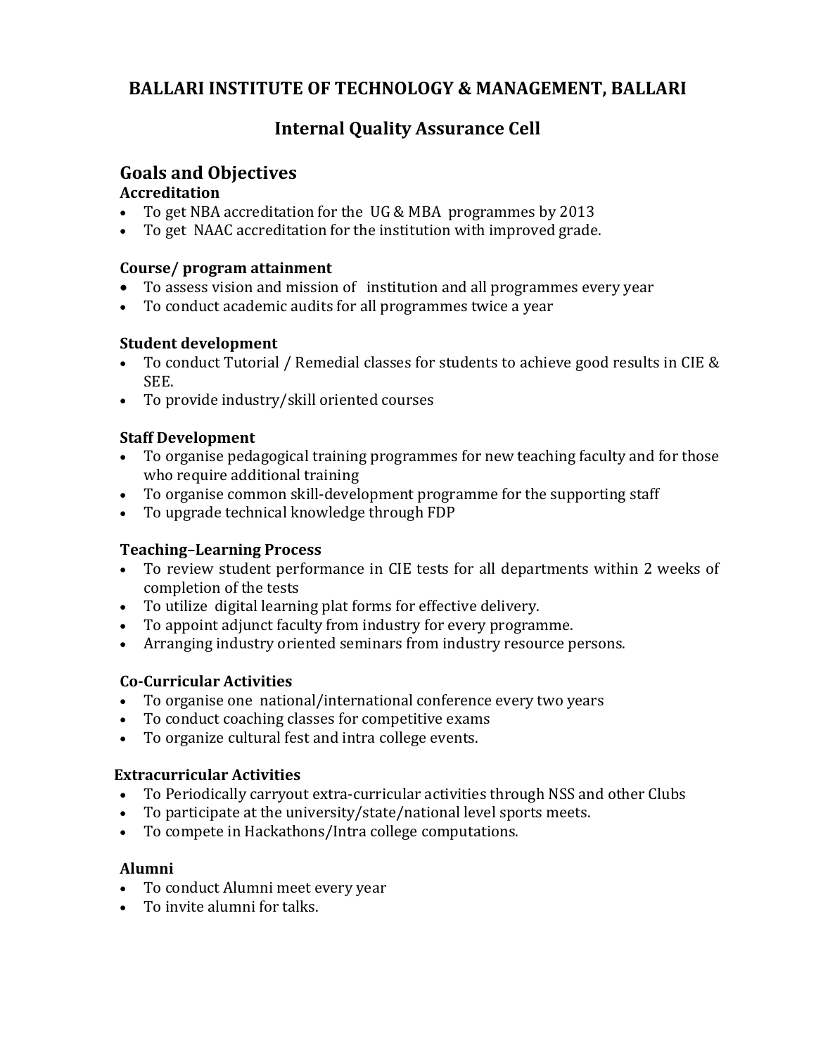# BALLARI INSTITUTE OF TECHNOLOGY & MANAGEMENT, BALLARI

## Internal Quality Assurance Cell

## Goals and Objectives

### Accreditation

- To get NBA accreditation for the UG & MBA programmes by 2013
- To get NAAC accreditation for the institution with improved grade.

### Course/ program attainment

- To assess vision and mission of institution and all programmes every year
- To conduct academic audits for all programmes twice a year

### Student development

- To conduct Tutorial / Remedial classes for students to achieve good results in CIE & SEE.
- To provide industry/skill oriented courses

### Staff Development

- To organise pedagogical training programmes for new teaching faculty and for those who require additional training
- To organise common skill-development programme for the supporting staff
- To upgrade technical knowledge through FDP

### Teaching–Learning Process

- To review student performance in CIE tests for all departments within 2 weeks of completion of the tests
- To utilize digital learning plat forms for effective delivery.
- To appoint adjunct faculty from industry for every programme.
- Arranging industry oriented seminars from industry resource persons.

### Co-Curricular Activities

- To organise one national/international conference every two years
- To conduct coaching classes for competitive exams
- To organize cultural fest and intra college events.

### Extracurricular Activities

- To Periodically carryout extra-curricular activities through NSS and other Clubs
- To participate at the university/state/national level sports meets.
- To compete in Hackathons/Intra college computations.

### Alumni

- To conduct Alumni meet every year
- To invite alumni for talks.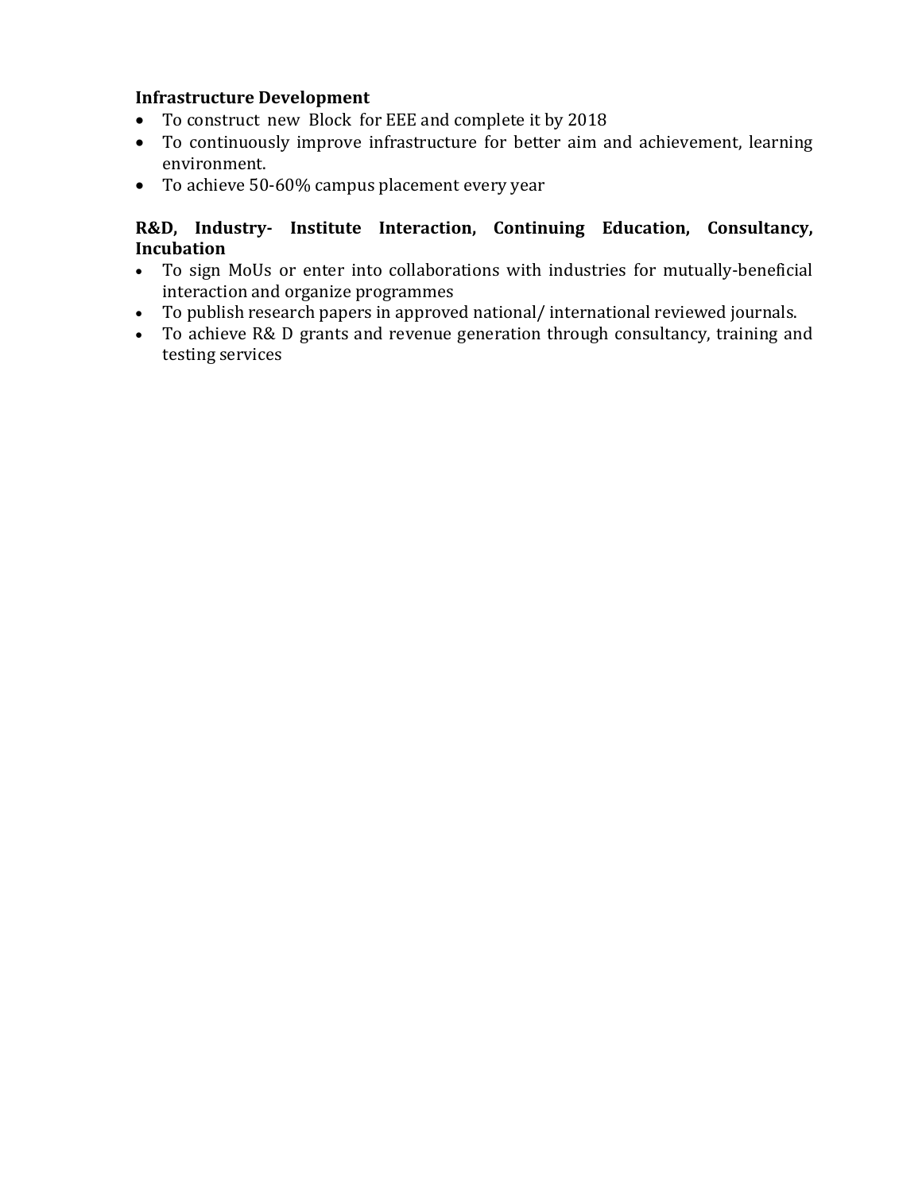**Infrastructure Development**

- To construct new Block for EEE and complete it by 2018
- To continuously improve infrastructure for better aim and achievement, learning environment.
- To achieve 50-60% campus placement every year

**R&D, Industry- Institute Interaction, Continuing Education, Consultancy, Incubation**

- To sign MoUs or enter into collaborations with industries for mutually-beneficial interaction and organize programmes
- To publish research papers in approved national/ international reviewed journals.
- To achieve R& D grants and revenue generation through consultancy, training and testing services